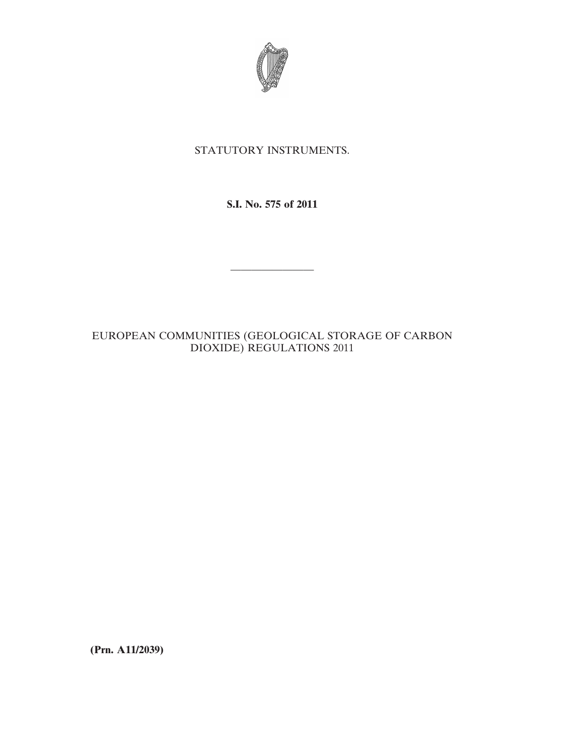STATUTORY INSTRUMENTS.

**S.I. No. 575 of 2011**

---

EUROPEAN COMMUNITIES (GEOLOGICAL STORAGE OF CARBON DIOXIDE) REGULATIONS 2011

**(Prn. A11/2039)**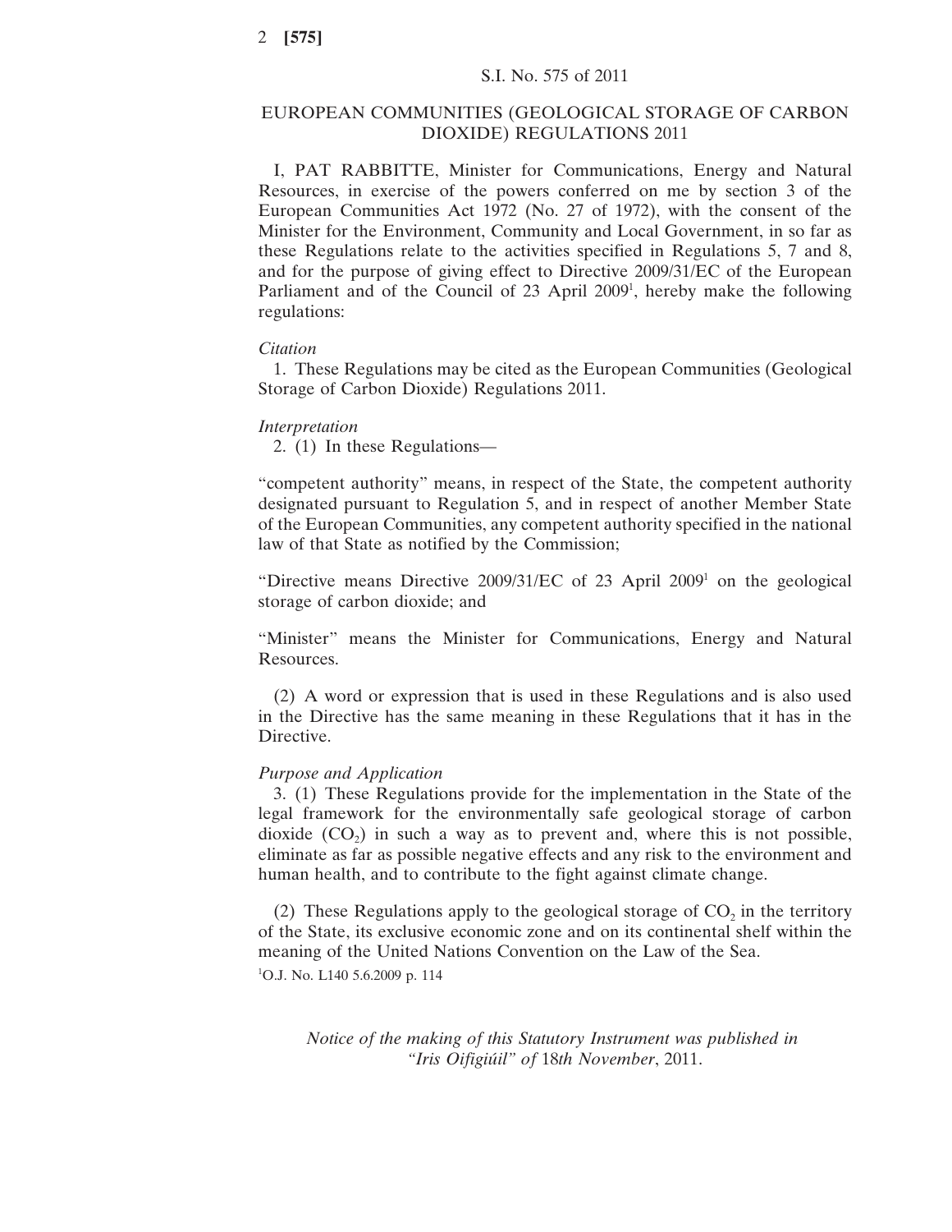S.I. No. 575 of 2011

# EUROPEAN COMMUNITIES (GEOLOGICAL STORAGE OF CARBON DIOXIDE) REGULATIONS 2011

I, PAT RABBITTE, Minister for Communications, Energy and Natural Resources, in exercise of the powers conferred on me by section 3 of the European Communities Act 1972 (No. 27 of 1972), with the consent of the Minister for the Environment, Community and Local Government, in so far as these Regulations relate to the activities specified in Regulations 5, 7 and 8, and for the purpose of giving effect to Directive 2009/31/EC of the European Parliament and of the Council of 23 April 2009[1], hereby make the following regulations:

*Citation*

1. These Regulations may be cited as the European Communities (Geological Storage of Carbon Dioxide) Regulations 2011.

*Interpretation*

2. (1) In these Regulations—

"competent authority" means, in respect of the State, the competent authority designated pursuant to Regulation 5, and in respect of another Member State of the European Communities, any competent authority specified in the national law of that State as notified by the Commission;

"Directive means Directive 2009/31/EC of 23 April 2009[1] on the geological storage of carbon dioxide; and

"Minister" means the Minister for Communications, Energy and Natural Resources.

(2) A word or expression that is used in these Regulations and is also used in the Directive has the same meaning in these Regulations that it has in the Directive.

*Purpose and Application*

3. (1) These Regulations provide for the implementation in the State of the legal framework for the environmentally safe geological storage of carbon dioxide ($CO_2$) in such a way as to prevent and, where this is not possible, eliminate as far as possible negative effects and any risk to the environment and human health, and to contribute to the fight against climate change.

(2) These Regulations apply to the geological storage of $CO_2$ in the territory of the State, its exclusive economic zone and on its continental shelf within the meaning of the United Nations Convention on the Law of the Sea.

[1]O.J. No. L140 5.6.2009 p. 114

*Notice of the making of this Statutory Instrument was published in "Iris Oifigiúil" of 18th November, 2011.*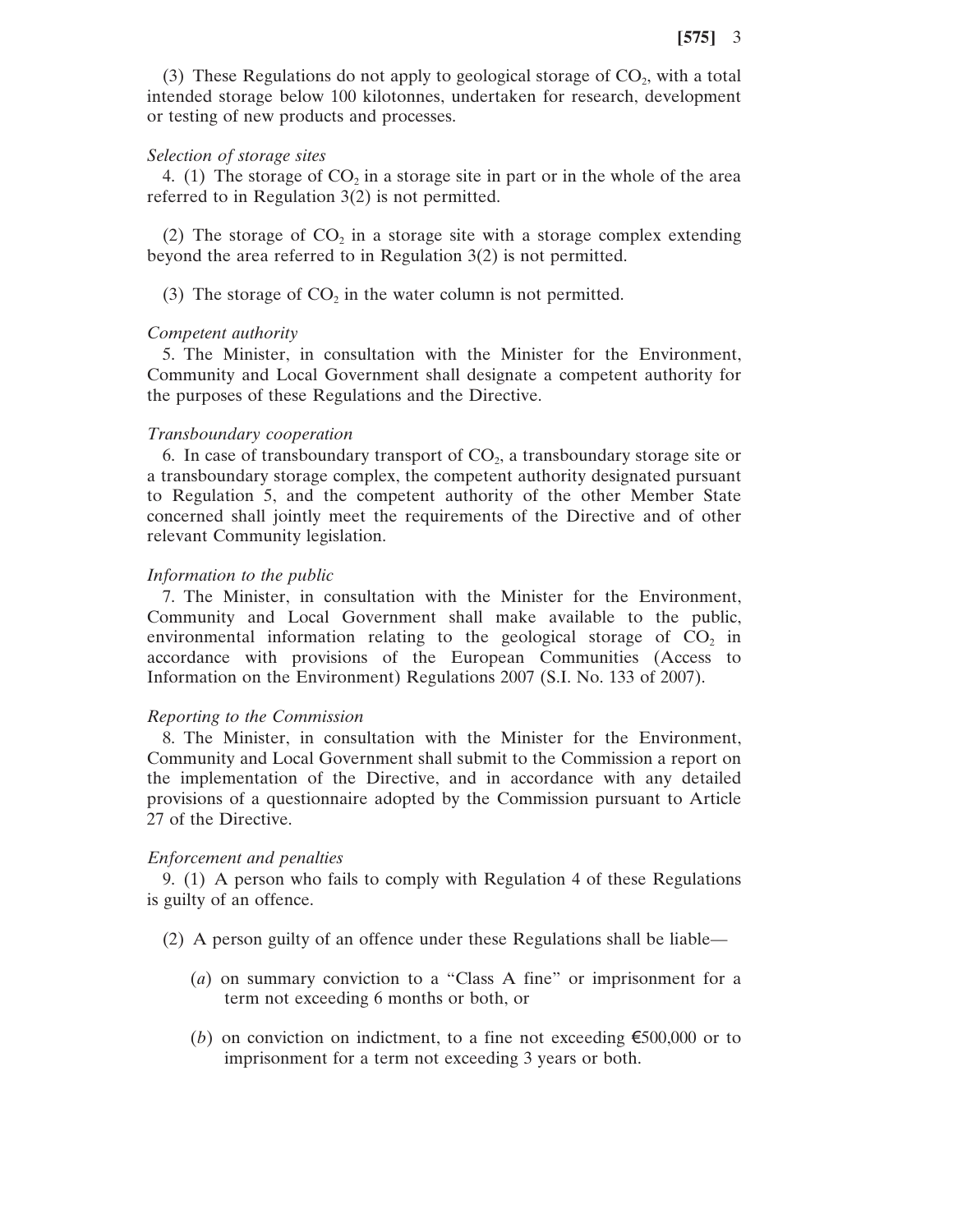(3) These Regulations do not apply to geological storage of $CO_2$, with a total intended storage below 100 kilotonnes, undertaken for research, development or testing of new products and processes.

*Selection of storage sites*

4. (1) The storage of $CO_2$ in a storage site in part or in the whole of the area referred to in Regulation 3(2) is not permitted.

(2) The storage of $CO_2$ in a storage site with a storage complex extending beyond the area referred to in Regulation 3(2) is not permitted.

(3) The storage of $CO_2$ in the water column is not permitted.

*Competent authority*

5. The Minister, in consultation with the Minister for the Environment, Community and Local Government shall designate a competent authority for the purposes of these Regulations and the Directive.

*Transboundary cooperation*

6. In case of transboundary transport of $CO_2$, a transboundary storage site or a transboundary storage complex, the competent authority designated pursuant to Regulation 5, and the competent authority of the other Member State concerned shall jointly meet the requirements of the Directive and of other relevant Community legislation.

*Information to the public*

7. The Minister, in consultation with the Minister for the Environment, Community and Local Government shall make available to the public, environmental information relating to the geological storage of $CO_2$ in accordance with provisions of the European Communities (Access to Information on the Environment) Regulations 2007 (S.I. No. 133 of 2007).

*Reporting to the Commission*

8. The Minister, in consultation with the Minister for the Environment, Community and Local Government shall submit to the Commission a report on the implementation of the Directive, and in accordance with any detailed provisions of a questionnaire adopted by the Commission pursuant to Article 27 of the Directive.

*Enforcement and penalties*

9. (1) A person who fails to comply with Regulation 4 of these Regulations is guilty of an offence.

(2) A person guilty of an offence under these Regulations shall be liable—

(*a*) on summary conviction to a "Class A fine" or imprisonment for a term not exceeding 6 months or both, or

(*b*) on conviction on indictment, to a fine not exceeding €500,000 or to imprisonment for a term not exceeding 3 years or both.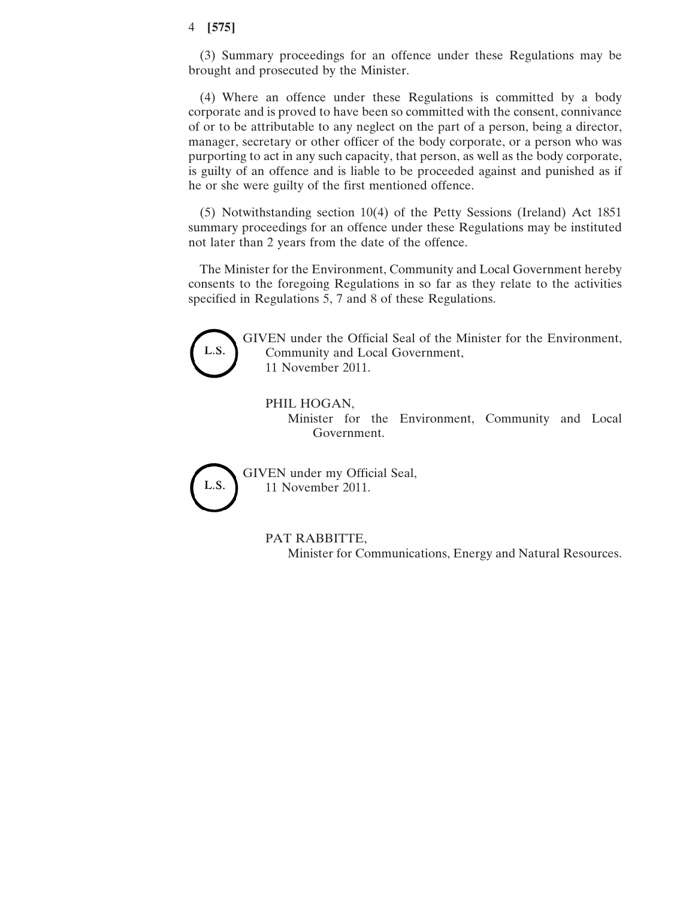(3) Summary proceedings for an offence under these Regulations may be brought and prosecuted by the Minister.

(4) Where an offence under these Regulations is committed by a body corporate and is proved to have been so committed with the consent, connivance of or to be attributable to any neglect on the part of a person, being a director, manager, secretary or other officer of the body corporate, or a person who was purporting to act in any such capacity, that person, as well as the body corporate, is guilty of an offence and is liable to be proceeded against and punished as if he or she were guilty of the first mentioned offence.

(5) Notwithstanding section 10(4) of the Petty Sessions (Ireland) Act 1851 summary proceedings for an offence under these Regulations may be instituted not later than 2 years from the date of the offence.

The Minister for the Environment, Community and Local Government hereby consents to the foregoing Regulations in so far as they relate to the activities specified in Regulations 5, 7 and 8 of these Regulations.

L.S.

GIVEN under the Official Seal of the Minister for the Environment, Community and Local Government,
11 November 2011.

PHIL HOGAN,
Minister for the Environment, Community and Local Government.

L.S.

GIVEN under my Official Seal,
11 November 2011.

PAT RABBITTE,
Minister for Communications, Energy and Natural Resources.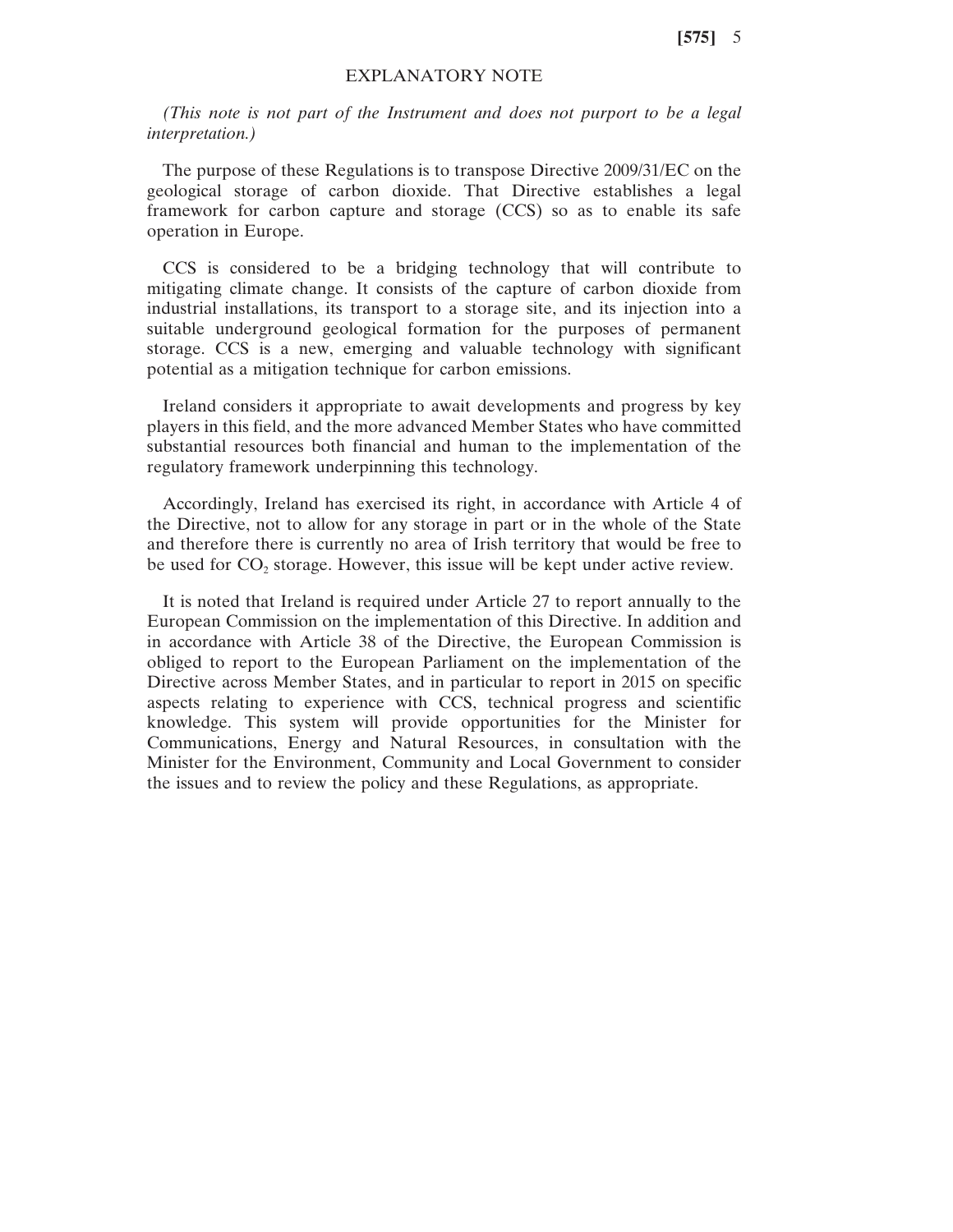# EXPLANATORY NOTE

*(This note is not part of the Instrument and does not purport to be a legal interpretation.)*

The purpose of these Regulations is to transpose Directive 2009/31/EC on the geological storage of carbon dioxide. That Directive establishes a legal framework for carbon capture and storage (CCS) so as to enable its safe operation in Europe.

CCS is considered to be a bridging technology that will contribute to mitigating climate change. It consists of the capture of carbon dioxide from industrial installations, its transport to a storage site, and its injection into a suitable underground geological formation for the purposes of permanent storage. CCS is a new, emerging and valuable technology with significant potential as a mitigation technique for carbon emissions.

Ireland considers it appropriate to await developments and progress by key players in this field, and the more advanced Member States who have committed substantial resources both financial and human to the implementation of the regulatory framework underpinning this technology.

Accordingly, Ireland has exercised its right, in accordance with Article 4 of the Directive, not to allow for any storage in part or in the whole of the State and therefore there is currently no area of Irish territory that would be free to be used for $CO_2$ storage. However, this issue will be kept under active review.

It is noted that Ireland is required under Article 27 to report annually to the European Commission on the implementation of this Directive. In addition and in accordance with Article 38 of the Directive, the European Commission is obliged to report to the European Parliament on the implementation of the Directive across Member States, and in particular to report in 2015 on specific aspects relating to experience with CCS, technical progress and scientific knowledge. This system will provide opportunities for the Minister for Communications, Energy and Natural Resources, in consultation with the Minister for the Environment, Community and Local Government to consider the issues and to review the policy and these Regulations, as appropriate.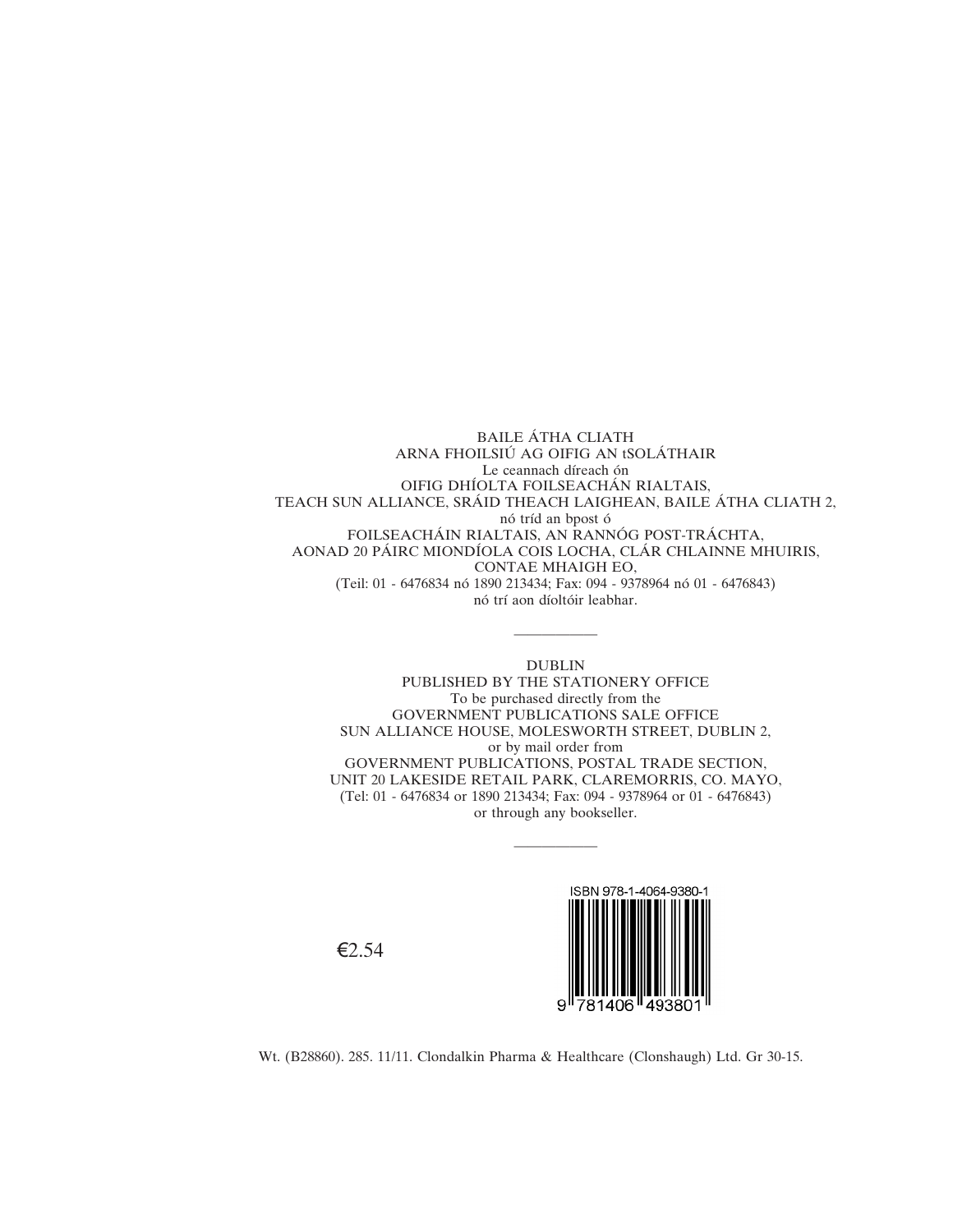BAILE ÁTHA CLIATH
ARNA FHOILSIÚ AG OIFIG AN tSOLÁTHAIR
Le ceannach díreach ón
OIFIG DHÍOLTA FOILSEACHÁN RIALTAIS,
TEACH SUN ALLIANCE, SRÁID THEACH LAIGHEAN, BAILE ÁTHA CLIATH 2,
nó tríd an bpost ó
FOILSEACHÁIN RIALTAIS, AN RANNÓG POST-TRÁCHTA,
AONAD 20 PÁIRC MIONDÍOLA COIS LOCHA, CLÁR CHLAINNE MHUIRIS,
CONTAE MHAIGH EO,
(Teil: 01 - 6476834 nó 1890 213434; Fax: 094 - 9378964 nó 01 - 6476843)
nó trí aon díoltóir leabhar.

---

DUBLIN
PUBLISHED BY THE STATIONERY OFFICE
To be purchased directly from the
GOVERNMENT PUBLICATIONS SALE OFFICE
SUN ALLIANCE HOUSE, MOLESWORTH STREET, DUBLIN 2,
or by mail order from
GOVERNMENT PUBLICATIONS, POSTAL TRADE SECTION,
UNIT 20 LAKESIDE RETAIL PARK, CLAREMORRIS, CO. MAYO,
(Tel: 01 - 6476834 or 1890 213434; Fax: 094 - 9378964 or 01 - 6476843)
or through any bookseller.

---

ISBN 978-1-4064-9380-1

9 781406 493801

€2.54

Wt. (B28860). 285. 11/11. Clondalkin Pharma & Healthcare (Clonshaugh) Ltd. Gr 30-15.